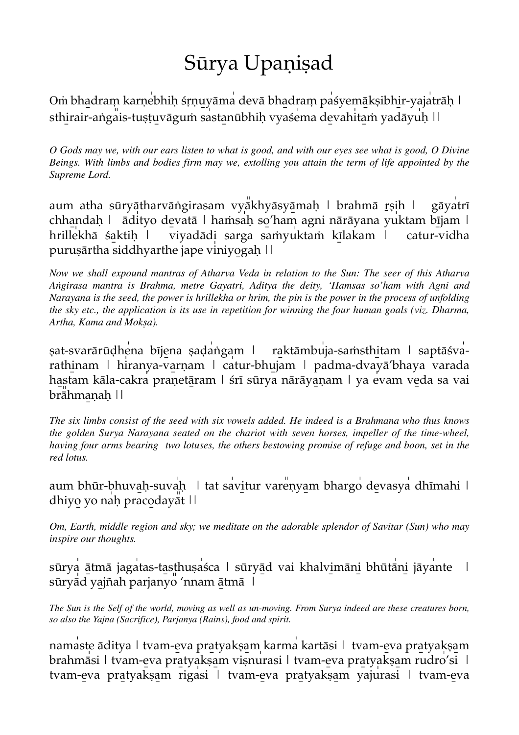# Sūrya Upaniṣad

Oṁ bhadraṃ karṇebhiḥ śṛṇuyāma devā bhadraṃ paśyemākṣibhir-yajatrāḥ | sthirair-aṅgais-tuṣṭuvāguṁ sastanūbhiḥ vyaśema devahitaṁ yadāyuḥ ||

*O Gods may we, with our ears listen to what is good, and with our eyes see what is good, O Divine Beings. With limbs and bodies firm may we, extolling you attain the term of life appointed by the Supreme Lord.*

aum atha sūryātharvāṅgirasam vyākhyāsyāmaḥ | brahmā ṛṣiḥ | gāyatrī chhandaḥ | ādityo devatā | haṁsaḥ so'ham agni nārāyana yuktam bījam | hrillekhā śaktiḥ | viyadādi sarga saṁyuktaṁ kīlakam | catur-vidha puruṣārtha siddhyarthe jape viniyogaḥ ||

*Now we shall expound mantras of Atharva Veda in relation to the Sun: The seer of this Atharva Aṅgirasa mantra is Brahma, metre Gayatri, Aditya the deity, 'Hamsas so'ham with Agni and Narayana is the seed, the power is hrillekha or hrim, the pin is the power in the process of unfolding the sky etc., the application is its use in repetition for winning the four human goals (viz. Dharma, Artha, Kama and Mokṣa).*

ṣat-svarārūḍhena bījena ṣaḍaṅgam | raktāmbuja-saṁsthitam | saptāśva-rathinam | hiraṇya-varṇam | catur-bhujam | padma-dvayā'bhaya varada hastam kāla-cakra praṇetāram | śrī sūrya nārāyaṇam | ya evam veda sa vai brāhmaṇaḥ ||

*The six limbs consist of the seed with six vowels added. He indeed is a Brahmana who thus knows the golden Surya Narayana seated on the chariot with seven horses, impeller of the time-wheel, having four arms bearing two lotuses, the others bestowing promise of refuge and boon, set in the red lotus.*

aum bhūr-bhuvaḥ-suvaḥ | tat savitur vareṇyam bhargo devasya dhīmahi | dhiyo yo naḥ pracodayāt ||

*Om, Earth, middle region and sky; we meditate on the adorable splendor of Savitar (Sun) who may inspire our thoughts.*

sūrya ātmā jagatas-tasthuṣaśca | sūryād vai khalvimāni bhūtāni jāyante | sūryād yajñah parjanyo 'nnam ātmā |

*The Sun is the Self of the world, moving as well as un-moving. From Surya indeed are these creatures born, so also the Yajna (Sacrifice), Parjanya (Rains), food and spirit.*

namaste āditya | tvam-eva pratyakṣam karma kartāsi | tvam-eva pratyakṣam brahmāsi | tvam-eva pratyakṣam viṣṇurasi | tvam-eva pratyakṣam rudro'si | tvam-eva pratyakṣam rigasi | tvam-eva pratyakṣam yajurasi | tvam-eva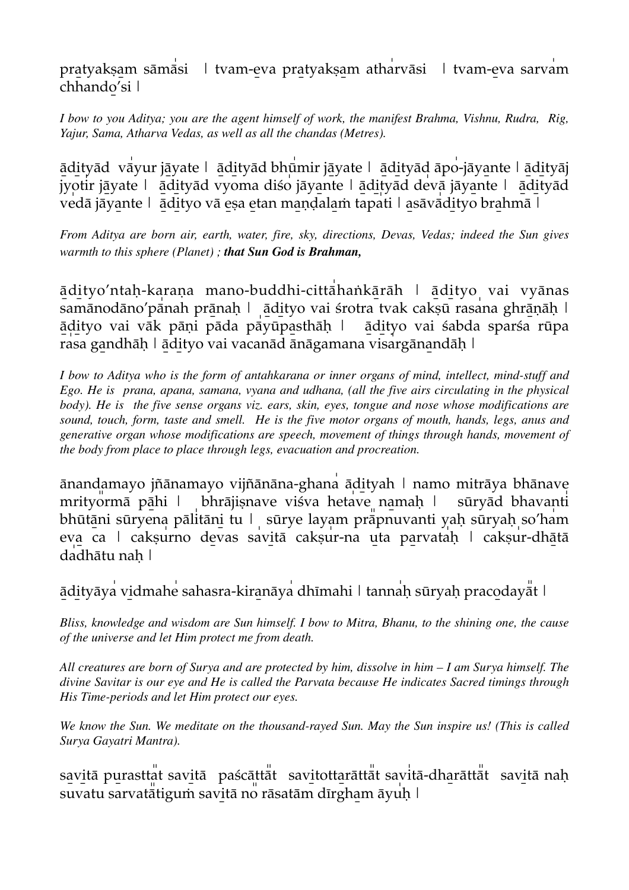pratyakṣam sāmāsi | tvam-eva pratyakṣam atharvāsi | tvam-eva sarvam chhando'si |

*I bow to you Aditya; you are the agent himself of work, the manifest Brahma, Vishnu, Rudra, Rig, Yajur, Sama, Atharva Vedas, as well as all the chandas (Metres).*

ādityād vāyur jāyate | ādityād bhūmir jāyate | ādityād āpo-jāyante | ādityāj jyotir jāyate | ādityād vyoma diśo jāyante | ādityād devā jāyante | ādityād vedā jāyante | ādityo vā eṣa etan maṇḍalaṁ tapati | asāvādityo brahmā |

*From Aditya are born air, earth, water, fire, sky, directions, Devas, Vedas; indeed the Sun gives warmth to this sphere (Planet) ; **that Sun God is Brahman,***

ādityo'ntaḥ-karaṇa mano-buddhi-cittāhaṅkārāḥ | ādityo vai vyānas samānodāno'pānah prāṇaḥ | ādityo vai śrotra tvak cakṣū rasana ghrāṇāḥ | ādityo vai vāk pāṇi pāda pāyūpasthāḥ | ādityo vai śabda sparśa rūpa rasa gandhāḥ | ādityo vai vacanād ānāgamana visargānandāḥ |

*I bow to Aditya who is the form of antahkarana or inner organs of mind, intellect, mind-stuff and Ego. He is prana, apana, samana, vyana and udhana, (all the five airs circulating in the physical body). He is the five sense organs viz. ears, skin, eyes, tongue and nose whose modifications are sound, touch, form, taste and smell. He is the five motor organs of mouth, hands, legs, anus and generative organ whose modifications are speech, movement of things through hands, movement of the body from place to place through legs, evacuation and procreation.*

ānandamayo jñānamayo vijñānāna-ghana ādityah | namo mitrāya bhānave mrityormā pāhi | bhrājiṣnave viśva hetave namaḥ | sūryād bhavanti bhūtāni sūryeṇa pālitāni tu | sūrye layam prāpnuvanti yaḥ sūryaḥ so'ham eva ca | cakṣurno devas savitā cakṣur-na uta parvataḥ | cakṣur-dhātā dadhātu naḥ |

ādityāya vidmahe sahasra-kiraṇāya dhīmahi | tannaḥ sūryaḥ pracodayāt |

*Bliss, knowledge and wisdom are Sun himself. I bow to Mitra, Bhanu, to the shining one, the cause of the universe and let Him protect me from death.*

*All creatures are born of Surya and are protected by him, dissolve in him – I am Surya himself. The divine Savitar is our eye and He is called the Parvata because He indicates Sacred timings through His Time-periods and let Him protect our eyes.*

*We know the Sun. We meditate on the thousand-rayed Sun. May the Sun inspire us! (This is called Surya Gayatri Mantra).*

savitā purasttāt savitā paścāttāt savitottarāttāt savitā-dharāttāt savitā naḥ suvatu sarvatātiguṁ savitā no rāsatām dīrgham āyuḥ |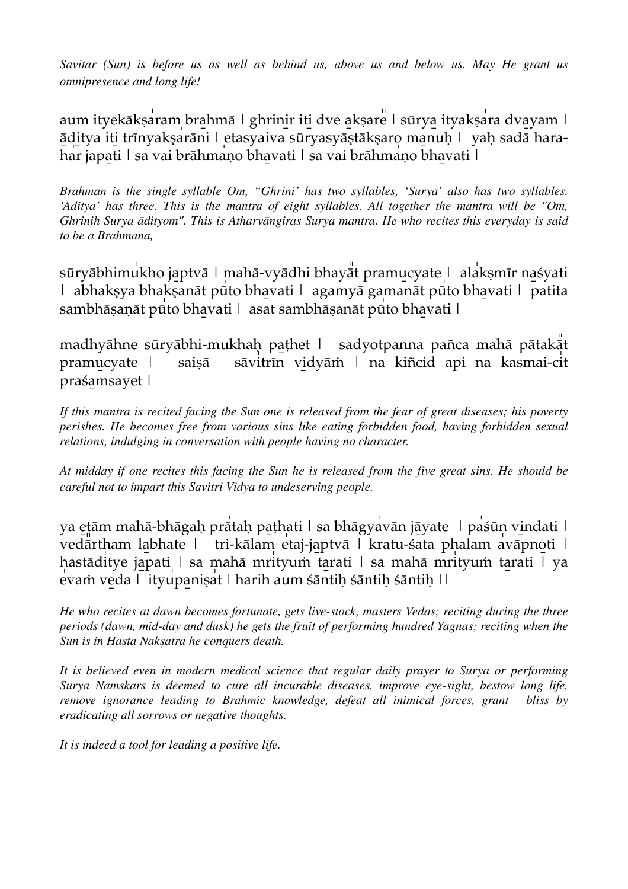*Savitar (Sun) is before us as well as behind us, above us and below us. May He grant us omnipresence and long life!*

aum ityekākṣaram brahmā | ghrinir iti dve akṣare | sūrya ityakṣara dvayam | āditya iti trīnyakṣarāni | etasyaiva sūryasyāṣṭākṣaro manuḥ | yaḥ sadā harahar japati | sa vai brāhmaṇo bhavati | sa vai brāhmaṇo bhavati |

***Brahman is the single syllable Om, "Ghrini' has two syllables, 'Surya' also has two syllables. 'Aditya' has three. This is the mantra of eight syllables. All together the mantra will be "Om, Ghrinih Surya ādityom". This is Atharvāngiras Surya mantra. He who recites this everyday is said to be a Brahmana,***

sūryābhimukho japtvā | mahā-vyādhi bhayāt pramucyate | alakṣmīr naśyati | abhakṣya bhakṣanāt pūto bhavati | agamyā gamanāt pūto bhavati | patita sambhāṣaṇāt pūto bhavati | asat sambhāṣanāt pūto bhavati |

madhyāhne sūryābhi-mukhaḥ paṭhet | sadyotpanna pañca mahā pātakāt pramucyate | saiṣā sāvitrīn vidyāṁ | na kiñcid api na kasmai-cit praśamsayet |

*If this mantra is recited facing the Sun one is released from the fear of great diseases; his poverty perishes. He becomes free from various sins like eating forbidden food, having forbidden sexual relations, indulging in conversation with people having no character.*

*At midday if one recites this facing the Sun he is released from the five great sins. He should be careful not to impart this Savitri Vidya to undeserving people.*

ya etām mahā-bhāgaḥ prātaḥ paṭhati | sa bhāgyavān jāyate | paśūn vindati | vedārtham labhate | tri-kālam etaj-japtvā | kratu-śata phalam avāpnoti | hastāditye japati | sa mahā mrityuṁ tarati | sa mahā mrityuṁ tarati | ya evaṁ veda | ityupaniṣat | harih aum śāntiḥ śāntiḥ śāntiḥ ||

*He who recites at dawn becomes fortunate, gets live-stock, masters Vedas; reciting during the three periods (dawn, mid-day and dusk) he gets the fruit of performing hundred Yagnas; reciting when the Sun is in Hasta Nakṣatra he conquers death.*

*It is believed even in modern medical science that regular daily prayer to Surya or performing Surya Namskars is deemed to cure all incurable diseases, improve eye-sight, bestow long life, remove ignorance leading to Brahmic knowledge, defeat all inimical forces, grant bliss by eradicating all sorrows or negative thoughts.*

*It is indeed a tool for leading a positive life.*